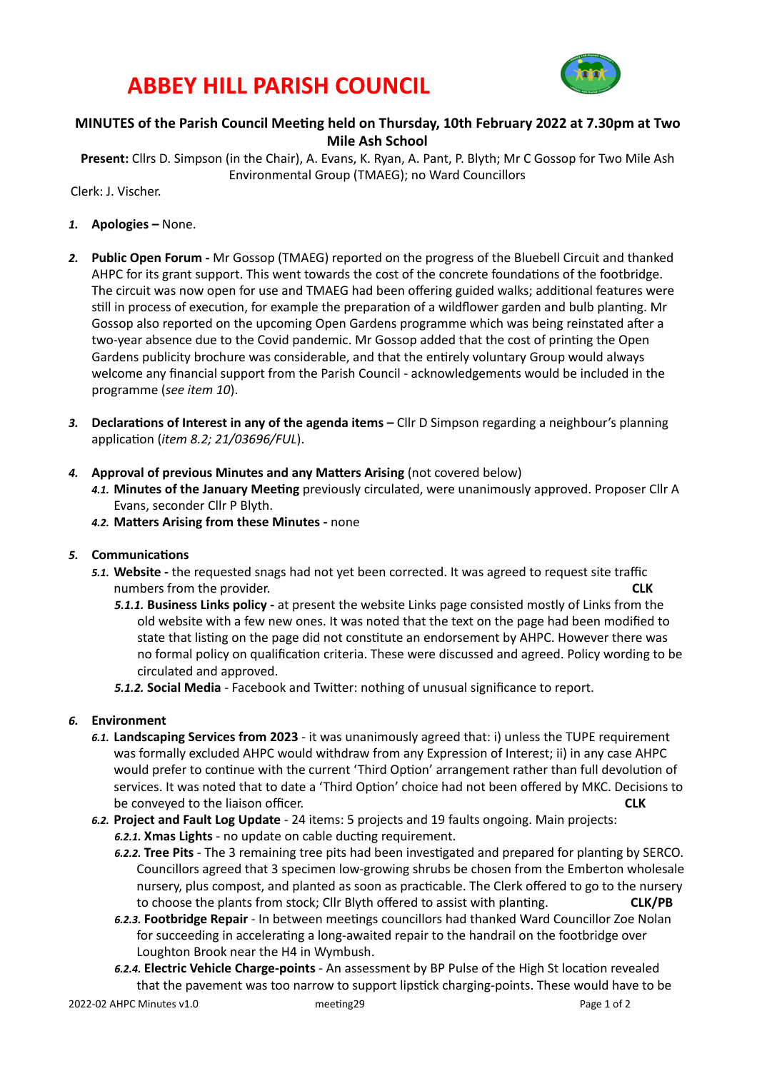# ABBEY HILL PARISH COUNCIL

## MINUTES of the Parish Council Meeting held on Thursday, 10th February 2022 at 7.30pm at Two Mile Ash School

**Present:** Cllrs D. Simpson (in the Chair), A. Evans, K. Ryan, A. Pant, P. Blyth; Mr C Gossop for Two Mile Ash Environmental Group (TMAEG); no Ward Councillors

Clerk: J. Vischer.

1. **Apologies –** None.

2. **Public Open Forum -** Mr Gossop (TMAEG) reported on the progress of the Bluebell Circuit and thanked AHPC for its grant support. This went towards the cost of the concrete foundations of the footbridge. The circuit was now open for use and TMAEG had been offering guided walks; additional features were still in process of execution, for example the preparation of a wildflower garden and bulb planting. Mr Gossop also reported on the upcoming Open Gardens programme which was being reinstated after a two-year absence due to the Covid pandemic. Mr Gossop added that the cost of printing the Open Gardens publicity brochure was considerable, and that the entirely voluntary Group would always welcome any financial support from the Parish Council - acknowledgements would be included in the programme (*see item 10*).

3. **Declarations of Interest in any of the agenda items –** Cllr D Simpson regarding a neighbour's planning application (*item 8.2; 21/03696/FUL*).

4. **Approval of previous Minutes and any Matters Arising** (not covered below)
   - 4.1. **Minutes of the January Meeting** previously circulated, were unanimously approved. Proposer Cllr A Evans, seconder Cllr P Blyth.
   - 4.2. **Matters Arising from these Minutes -** none

5. **Communications**
   - 5.1. **Website -** the requested snags had not yet been corrected. It was agreed to request site traffic numbers from the provider. **CLK**
     - 5.1.1. **Business Links policy -** at present the website Links page consisted mostly of Links from the old website with a few new ones. It was noted that the text on the page had been modified to state that listing on the page did not constitute an endorsement by AHPC. However there was no formal policy on qualification criteria. These were discussed and agreed. Policy wording to be circulated and approved.
     - 5.1.2. **Social Media** - Facebook and Twitter: nothing of unusual significance to report.

6. **Environment**
   - 6.1. **Landscaping Services from 2023** - it was unanimously agreed that: i) unless the TUPE requirement was formally excluded AHPC would withdraw from any Expression of Interest; ii) in any case AHPC would prefer to continue with the current 'Third Option' arrangement rather than full devolution of services. It was noted that to date a 'Third Option' choice had not been offered by MKC. Decisions to be conveyed to the liaison officer. **CLK**
   - 6.2. **Project and Fault Log Update** - 24 items: 5 projects and 19 faults ongoing. Main projects:
     - 6.2.1. **Xmas Lights** - no update on cable ducting requirement.
     - 6.2.2. **Tree Pits** - The 3 remaining tree pits had been investigated and prepared for planting by SERCO. Councillors agreed that 3 specimen low-growing shrubs be chosen from the Emberton wholesale nursery, plus compost, and planted as soon as practicable. The Clerk offered to go to the nursery to choose the plants from stock; Cllr Blyth offered to assist with planting. **CLK/PB**
     - 6.2.3. **Footbridge Repair** - In between meetings councillors had thanked Ward Councillor Zoe Nolan for succeeding in accelerating a long-awaited repair to the handrail on the footbridge over Loughton Brook near the H4 in Wymbush.
     - 6.2.4. **Electric Vehicle Charge-points** - An assessment by BP Pulse of the High St location revealed that the pavement was too narrow to support lipstick charging-points. These would have to be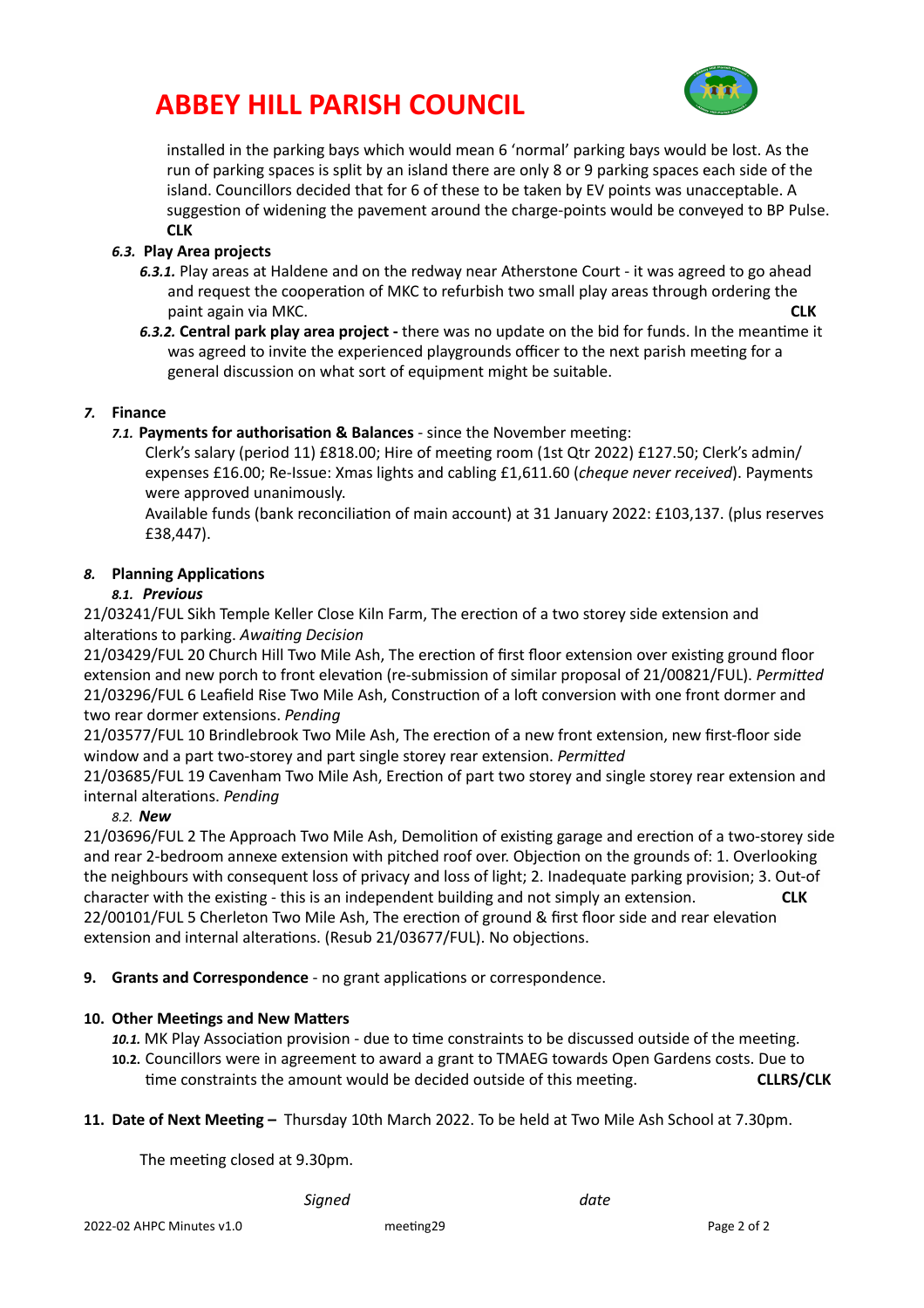installed in the parking bays which would mean 6 'normal' parking bays would be lost. As the run of parking spaces is split by an island there are only 8 or 9 parking spaces each side of the island. Councillors decided that for 6 of these to be taken by EV points was unacceptable. A suggestion of widening the pavement around the charge-points would be conveyed to BP Pulse. **CLK**

### *6.3.* Play Area projects

*6.3.1.* Play areas at Haldene and on the redway near Atherstone Court - it was agreed to go ahead and request the cooperation of MKC to refurbish two small play areas through ordering the paint again via MKC. **CLK**

*6.3.2.* **Central park play area project -** there was no update on the bid for funds. In the meantime it was agreed to invite the experienced playgrounds officer to the next parish meeting for a general discussion on what sort of equipment might be suitable.

## *7.* Finance

*7.1.* **Payments for authorisation & Balances** - since the November meeting:

Clerk's salary (period 11) £818.00; Hire of meeting room (1st Qtr 2022) £127.50; Clerk's admin/ expenses £16.00; Re-Issue: Xmas lights and cabling £1,611.60 (*cheque never received*). Payments were approved unanimously.

Available funds (bank reconciliation of main account) at 31 January 2022: £103,137. (plus reserves £38,447).

## *8.* Planning Applications

### *8.1. Previous*

21/03241/FUL Sikh Temple Keller Close Kiln Farm, The erection of a two storey side extension and alterations to parking. *Awaiting Decision*

21/03429/FUL 20 Church Hill Two Mile Ash, The erection of first floor extension over existing ground floor extension and new porch to front elevation (re-submission of similar proposal of 21/00821/FUL). *Permitted*

21/03296/FUL 6 Leafield Rise Two Mile Ash, Construction of a loft conversion with one front dormer and two rear dormer extensions. *Pending*

21/03577/FUL 10 Brindlebrook Two Mile Ash, The erection of a new front extension, new first-floor side window and a part two-storey and part single storey rear extension. *Permitted*

21/03685/FUL 19 Cavenham Two Mile Ash, Erection of part two storey and single storey rear extension and internal alterations. *Pending*

### *8.2. New*

21/03696/FUL 2 The Approach Two Mile Ash, Demolition of existing garage and erection of a two-storey side and rear 2-bedroom annexe extension with pitched roof over. Objection on the grounds of: 1. Overlooking the neighbours with consequent loss of privacy and loss of light; 2. Inadequate parking provision; 3. Out-of character with the existing - this is an independent building and not simply an extension. **CLK**

22/00101/FUL 5 Cherleton Two Mile Ash, The erection of ground & first floor side and rear elevation extension and internal alterations. (Resub 21/03677/FUL). No objections.

**9. Grants and Correspondence** - no grant applications or correspondence.

## 10. Other Meetings and New Matters

*10.1.* MK Play Association provision - due to time constraints to be discussed outside of the meeting.

**10.2.** Councillors were in agreement to award a grant to TMAEG towards Open Gardens costs. Due to time constraints the amount would be decided outside of this meeting. **CLLRS/CLK**

**11. Date of Next Meeting –** Thursday 10th March 2022. To be held at Two Mile Ash School at 7.30pm.

The meeting closed at 9.30pm.

*Signed* *date*